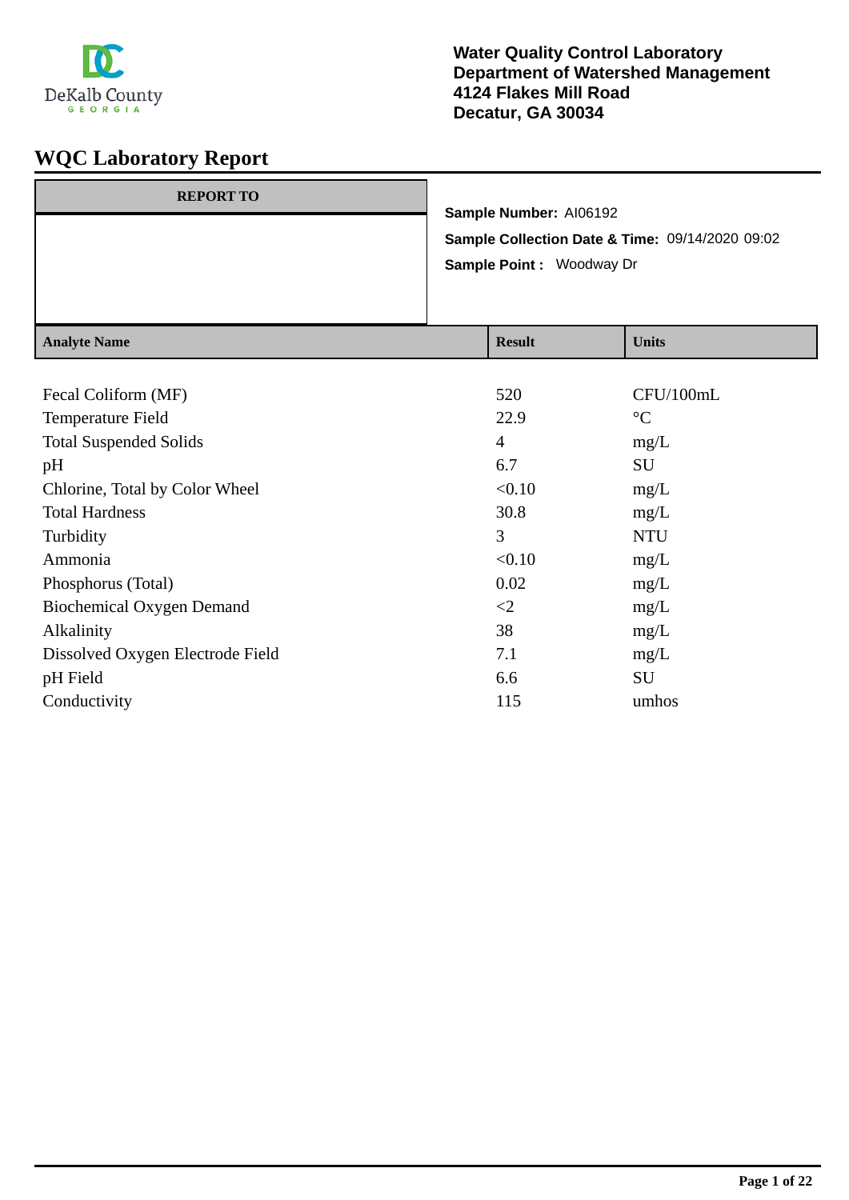**Water Quality Control Laboratory**
**Department of Watershed Management**
**4124 Flakes Mill Road**
**Decatur, GA 30034**

# WQC Laboratory Report

| REPORT TO |
|---|
| |

**Sample Number:** AI06192

**Sample Collection Date & Time:** 09/14/2020 09:02

**Sample Point :** Woodway Dr

| Analyte Name | Result | Units |
|---|---|---|
| Fecal Coliform (MF) | 520 | CFU/100mL |
| Temperature Field | 22.9 | °C |
| Total Suspended Solids | 4 | mg/L |
| pH | 6.7 | SU |
| Chlorine, Total by Color Wheel | <0.10 | mg/L |
| Total Hardness | 30.8 | mg/L |
| Turbidity | 3 | NTU |
| Ammonia | <0.10 | mg/L |
| Phosphorus (Total) | 0.02 | mg/L |
| Biochemical Oxygen Demand | <2 | mg/L |
| Alkalinity | 38 | mg/L |
| Dissolved Oxygen Electrode Field | 7.1 | mg/L |
| pH Field | 6.6 | SU |
| Conductivity | 115 | umhos |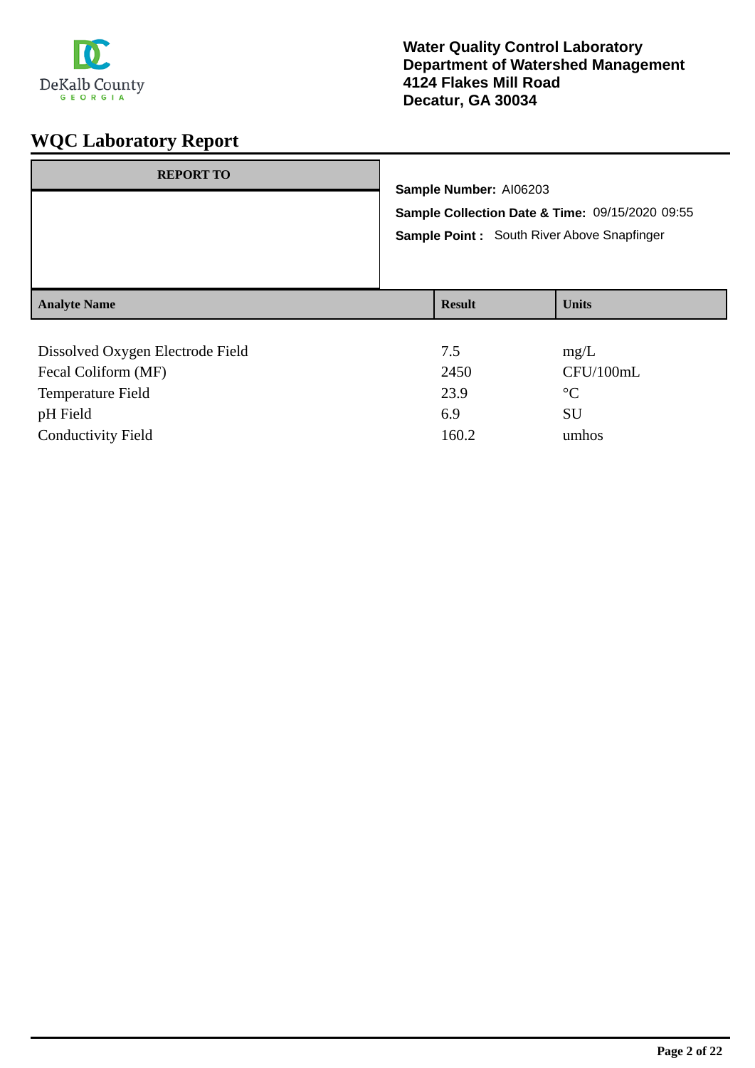**Water Quality Control Laboratory**
**Department of Watershed Management**
**4124 Flakes Mill Road**
**Decatur, GA 30034**

# WQC Laboratory Report

**REPORT TO**

**Sample Number:** AI06203

**Sample Collection Date & Time:** 09/15/2020 09:55

**Sample Point :** South River Above Snapfinger

| Analyte Name | Result | Units |
|---|---|---|
| Dissolved Oxygen Electrode Field | 7.5 | mg/L |
| Fecal Coliform (MF) | 2450 | CFU/100mL |
| Temperature Field | 23.9 | °C |
| pH Field | 6.9 | SU |
| Conductivity Field | 160.2 | umhos |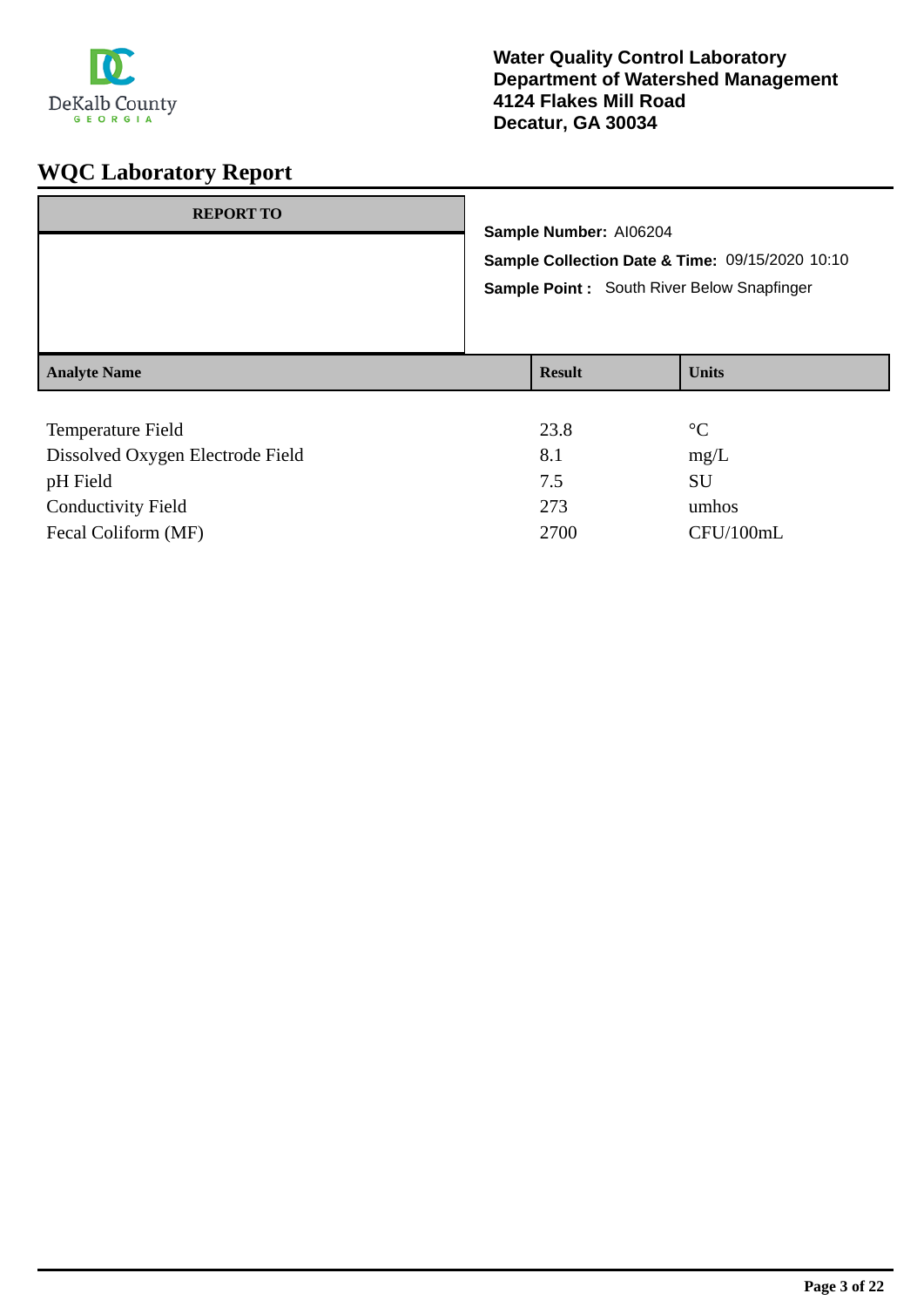Water Quality Control Laboratory
Department of Watershed Management
4124 Flakes Mill Road
Decatur, GA 30034

# WQC Laboratory Report

| REPORT TO |
|---|
| |

**Sample Number:** AI06204

**Sample Collection Date & Time:** 09/15/2020 10:10

**Sample Point :** South River Below Snapfinger

| Analyte Name | Result | Units |
|---|---|---|
| Temperature Field | 23.8 | °C |
| Dissolved Oxygen Electrode Field | 8.1 | mg/L |
| pH Field | 7.5 | SU |
| Conductivity Field | 273 | umhos |
| Fecal Coliform (MF) | 2700 | CFU/100mL |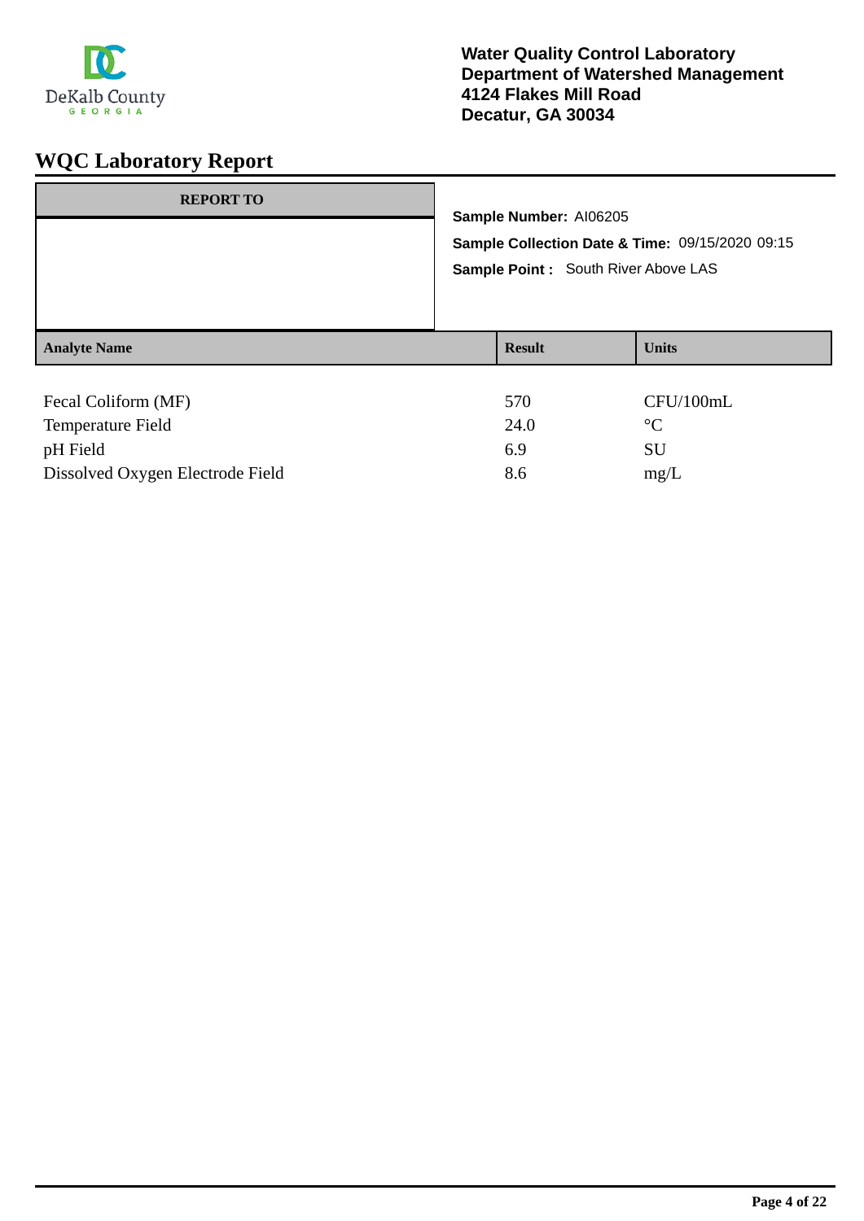DeKalb County
GEORGIA

**Water Quality Control Laboratory**
**Department of Watershed Management**
**4124 Flakes Mill Road**
**Decatur, GA 30034**

# WQC Laboratory Report

| REPORT TO |
|---|
| |

**Sample Number:** AI06205

**Sample Collection Date & Time:** 09/15/2020 09:15

**Sample Point :** South River Above LAS

| Analyte Name | Result | Units |
|---|---|---|
| Fecal Coliform (MF) | 570 | CFU/100mL |
| Temperature Field | 24.0 | °C |
| pH Field | 6.9 | SU |
| Dissolved Oxygen Electrode Field | 8.6 | mg/L |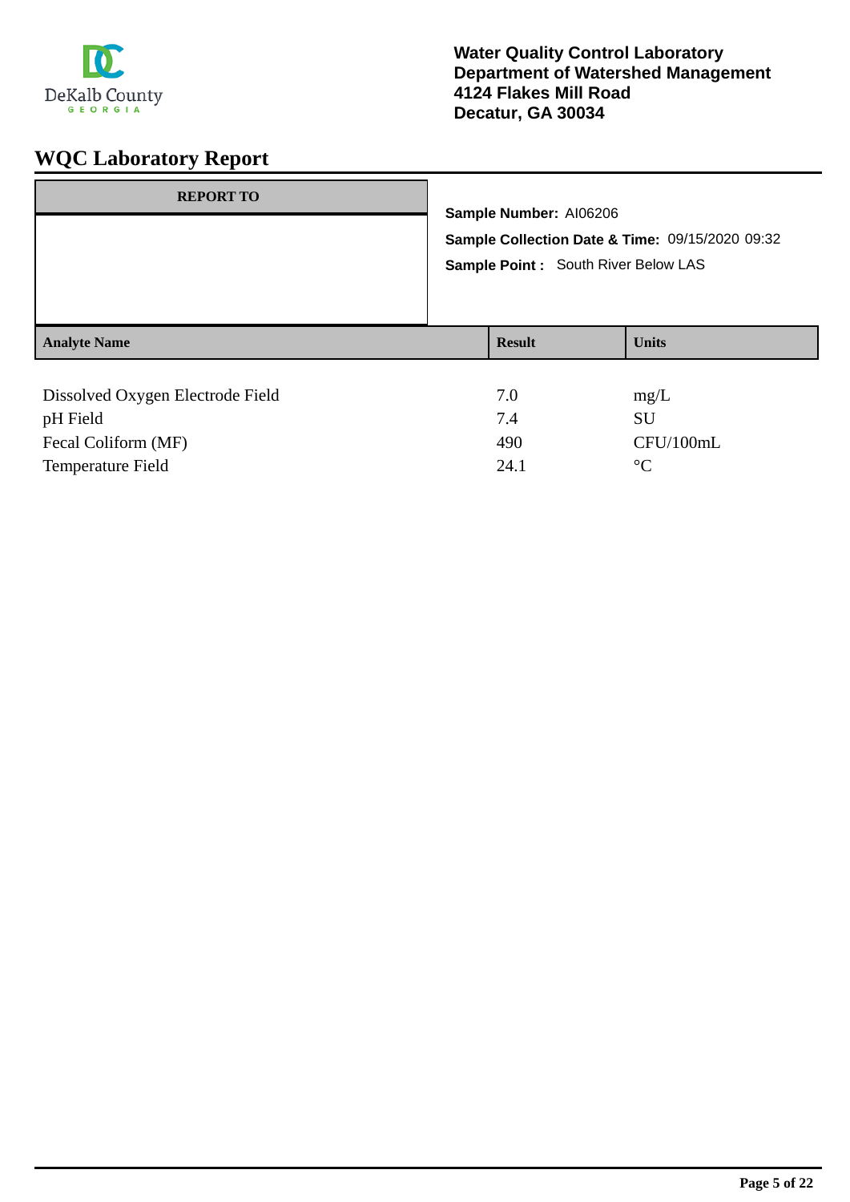**Water Quality Control Laboratory**
**Department of Watershed Management**
**4124 Flakes Mill Road**
**Decatur, GA 30034**

# WQC Laboratory Report

| REPORT TO |
|---|
| |

**Sample Number:** AI06206

**Sample Collection Date & Time:** 09/15/2020 09:32

**Sample Point :** South River Below LAS

| Analyte Name | Result | Units |
|---|---|---|
| Dissolved Oxygen Electrode Field | 7.0 | mg/L |
| pH Field | 7.4 | SU |
| Fecal Coliform (MF) | 490 | CFU/100mL |
| Temperature Field | 24.1 | °C |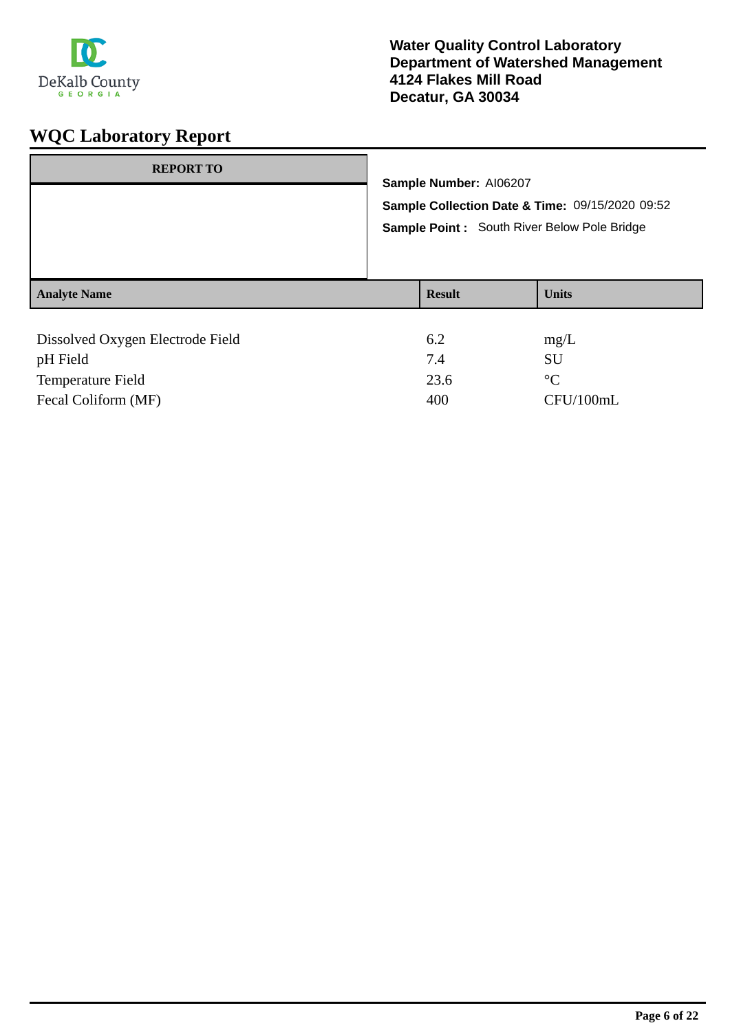Water Quality Control Laboratory
Department of Watershed Management
4124 Flakes Mill Road
Decatur, GA 30034

# WQC Laboratory Report

| REPORT TO |
| --- |
| |

**Sample Number:** AI06207

**Sample Collection Date & Time:** 09/15/2020 09:52

**Sample Point :** South River Below Pole Bridge

| Analyte Name | Result | Units |
| --- | --- | --- |
| Dissolved Oxygen Electrode Field | 6.2 | mg/L |
| pH Field | 7.4 | SU |
| Temperature Field | 23.6 | °C |
| Fecal Coliform (MF) | 400 | CFU/100mL |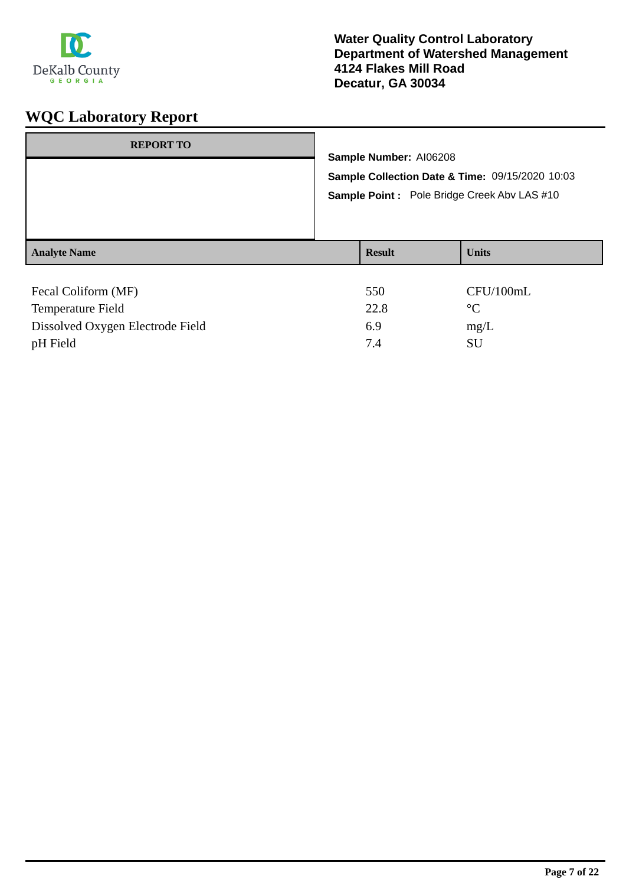**Water Quality Control Laboratory**
**Department of Watershed Management**
**4124 Flakes Mill Road**
**Decatur, GA 30034**

# WQC Laboratory Report

| REPORT TO |
|---|
| |

**Sample Number:** AI06208

**Sample Collection Date & Time:** 09/15/2020 10:03

**Sample Point :** Pole Bridge Creek Abv LAS #10

| Analyte Name | Result | Units |
|---|---|---|
| Fecal Coliform (MF) | 550 | CFU/100mL |
| Temperature Field | 22.8 | °C |
| Dissolved Oxygen Electrode Field | 6.9 | mg/L |
| pH Field | 7.4 | SU |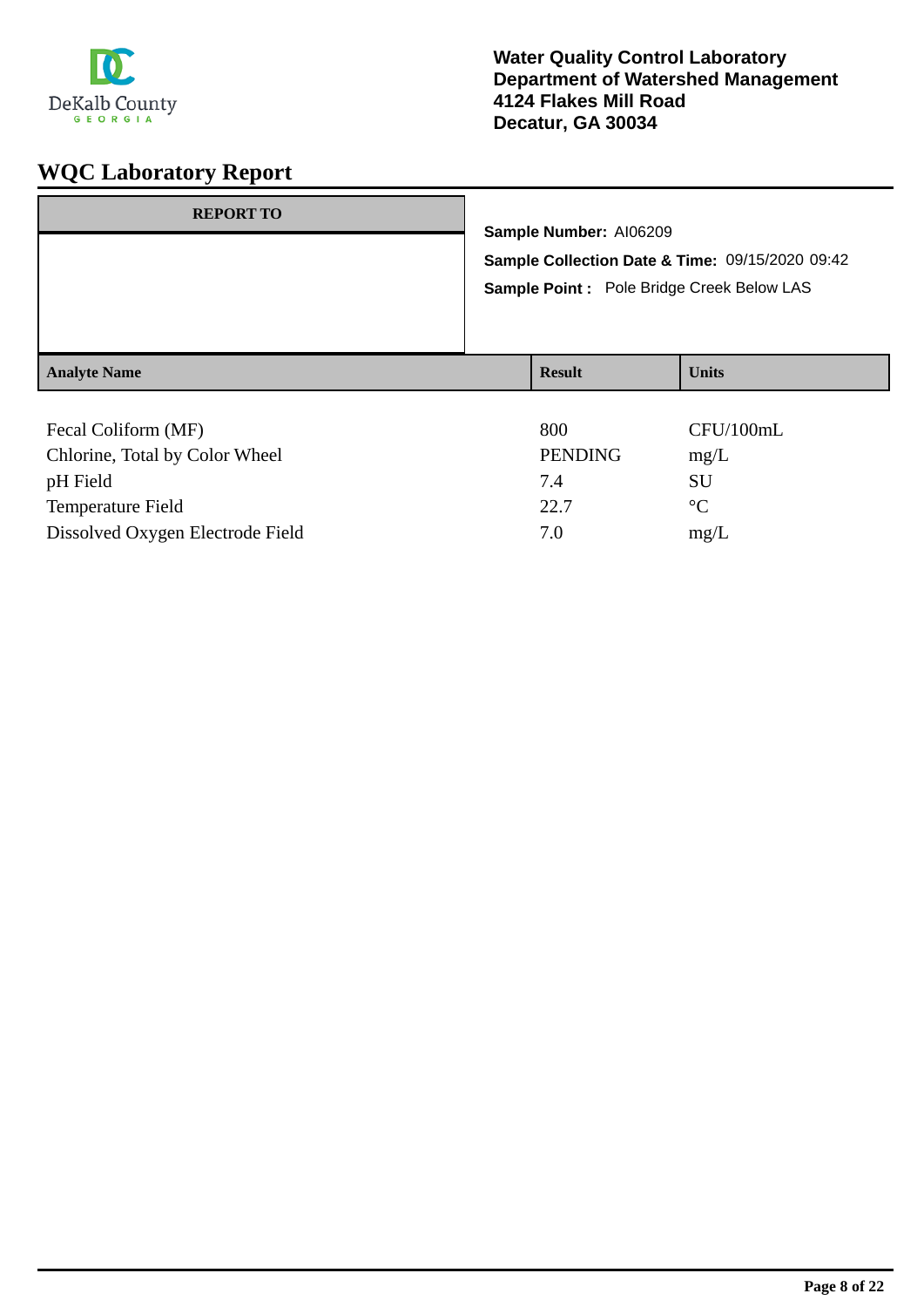DeKalb County
GEORGIA

**Water Quality Control Laboratory**
**Department of Watershed Management**
**4124 Flakes Mill Road**
**Decatur, GA 30034**

# WQC Laboratory Report

| REPORT TO |
| --- |
| |

**Sample Number:** AI06209

**Sample Collection Date & Time:** 09/15/2020 09:42

**Sample Point :** Pole Bridge Creek Below LAS

| Analyte Name | Result | Units |
| --- | --- | --- |
| Fecal Coliform (MF) | 800 | CFU/100mL |
| Chlorine, Total by Color Wheel | PENDING | mg/L |
| pH Field | 7.4 | SU |
| Temperature Field | 22.7 | °C |
| Dissolved Oxygen Electrode Field | 7.0 | mg/L |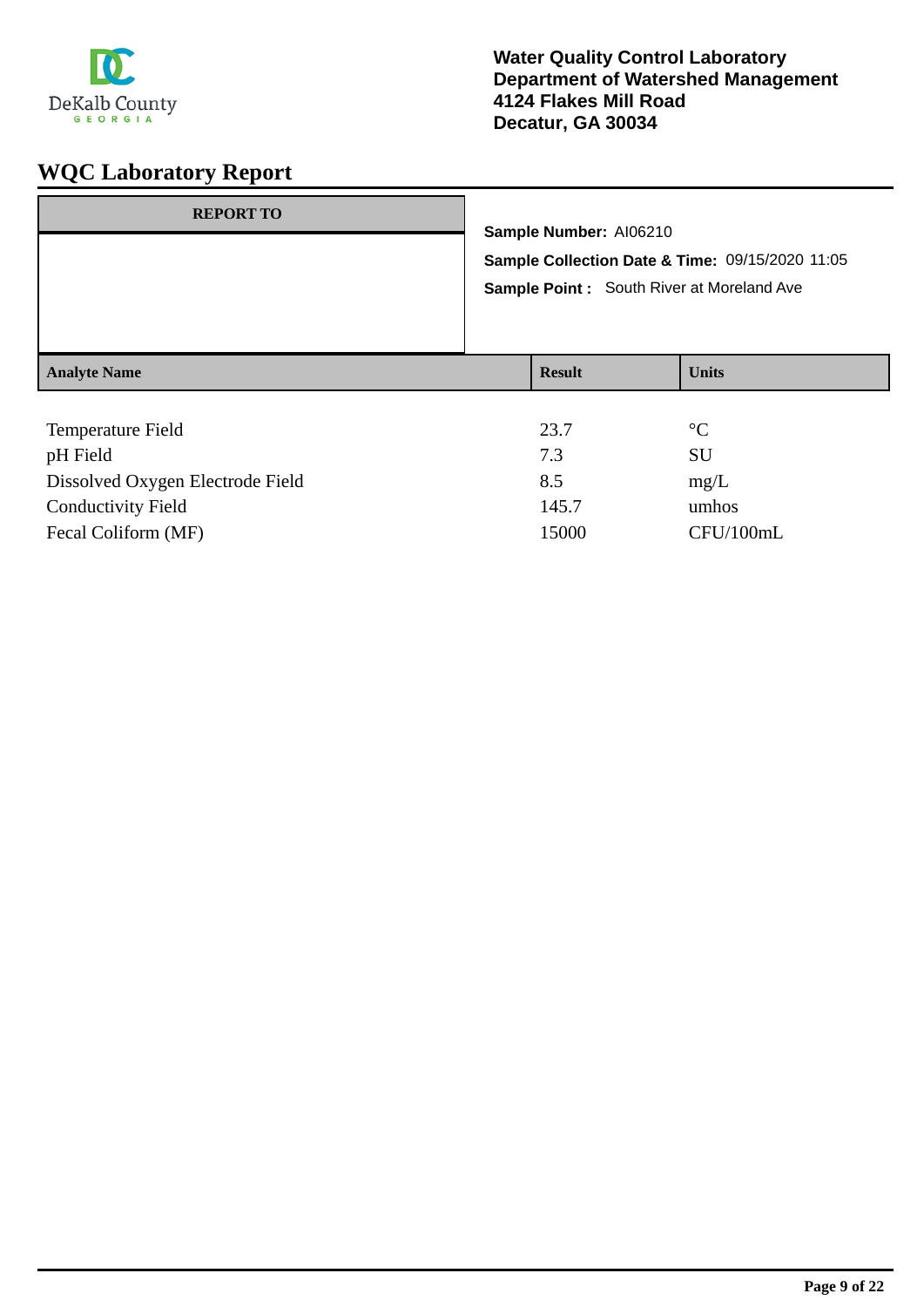Water Quality Control Laboratory
Department of Watershed Management
4124 Flakes Mill Road
Decatur, GA 30034

# WQC Laboratory Report

| REPORT TO |
| --- |
| |

**Sample Number:** AI06210

**Sample Collection Date & Time:** 09/15/2020 11:05

**Sample Point :** South River at Moreland Ave

| Analyte Name | Result | Units |
| --- | --- | --- |
| Temperature Field | 23.7 | °C |
| pH Field | 7.3 | SU |
| Dissolved Oxygen Electrode Field | 8.5 | mg/L |
| Conductivity Field | 145.7 | umhos |
| Fecal Coliform (MF) | 15000 | CFU/100mL |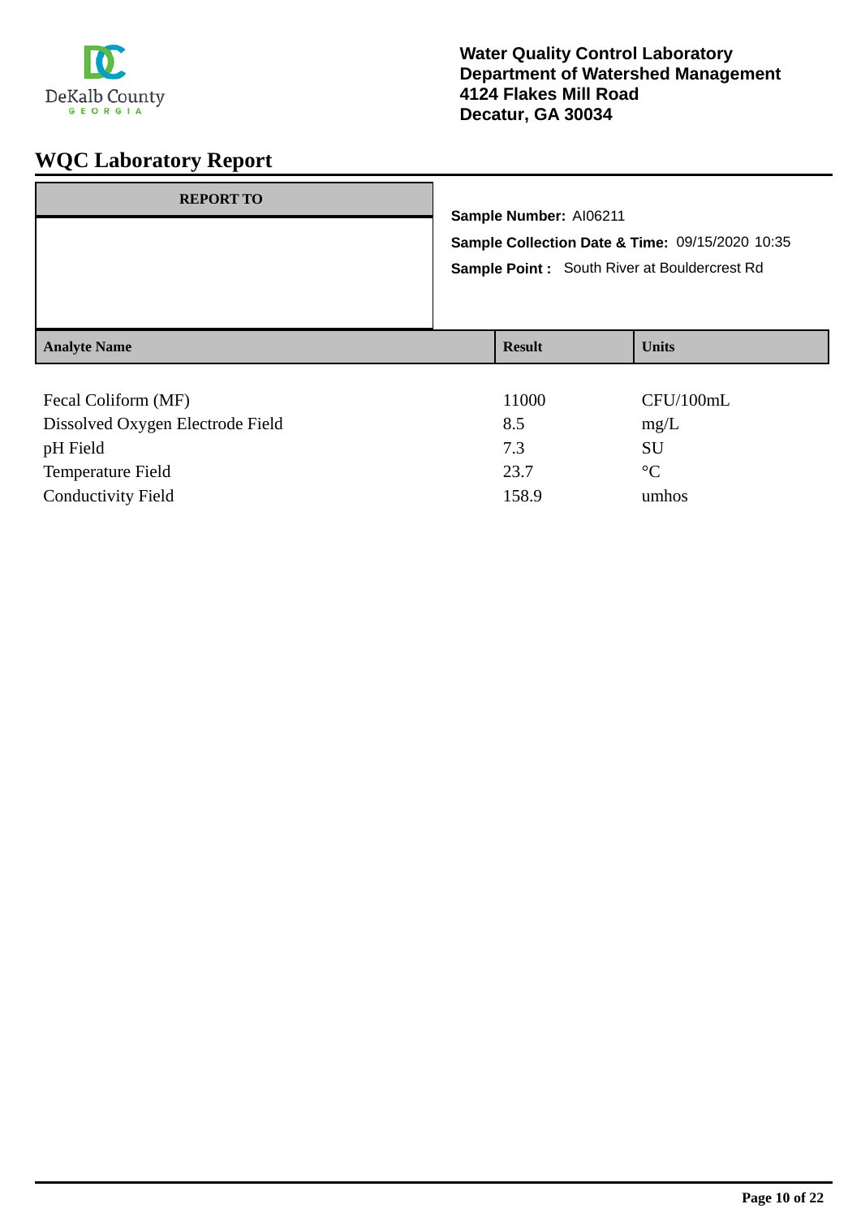DeKalb County
GEORGIA

**Water Quality Control Laboratory**
**Department of Watershed Management**
**4124 Flakes Mill Road**
**Decatur, GA 30034**

# WQC Laboratory Report

| REPORT TO |
|---|
| |

**Sample Number:** AI06211

**Sample Collection Date & Time:** 09/15/2020 10:35

**Sample Point :** South River at Bouldercrest Rd

| Analyte Name | Result | Units |
|---|---|---|
| Fecal Coliform (MF) | 11000 | CFU/100mL |
| Dissolved Oxygen Electrode Field | 8.5 | mg/L |
| pH Field | 7.3 | SU |
| Temperature Field | 23.7 | °C |
| Conductivity Field | 158.9 | umhos |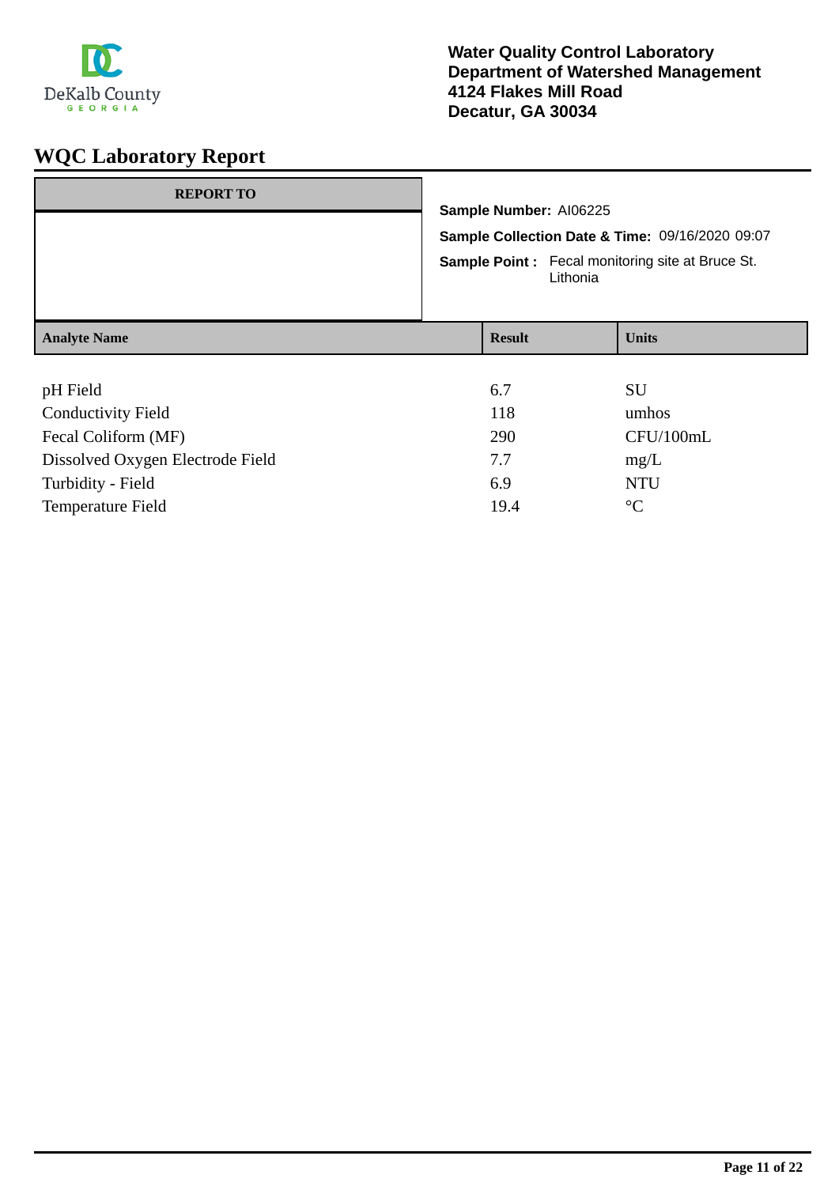DeKalb County
GEORGIA

**Water Quality Control Laboratory**
**Department of Watershed Management**
**4124 Flakes Mill Road**
**Decatur, GA 30034**

# WQC Laboratory Report

| REPORT TO |
|---|
| |

**Sample Number:** AI06225

**Sample Collection Date & Time:** 09/16/2020 09:07

**Sample Point :** Fecal monitoring site at Bruce St. Lithonia

| Analyte Name | Result | Units |
|---|---|---|
| pH Field | 6.7 | SU |
| Conductivity Field | 118 | umhos |
| Fecal Coliform (MF) | 290 | CFU/100mL |
| Dissolved Oxygen Electrode Field | 7.7 | mg/L |
| Turbidity - Field | 6.9 | NTU |
| Temperature Field | 19.4 | °C |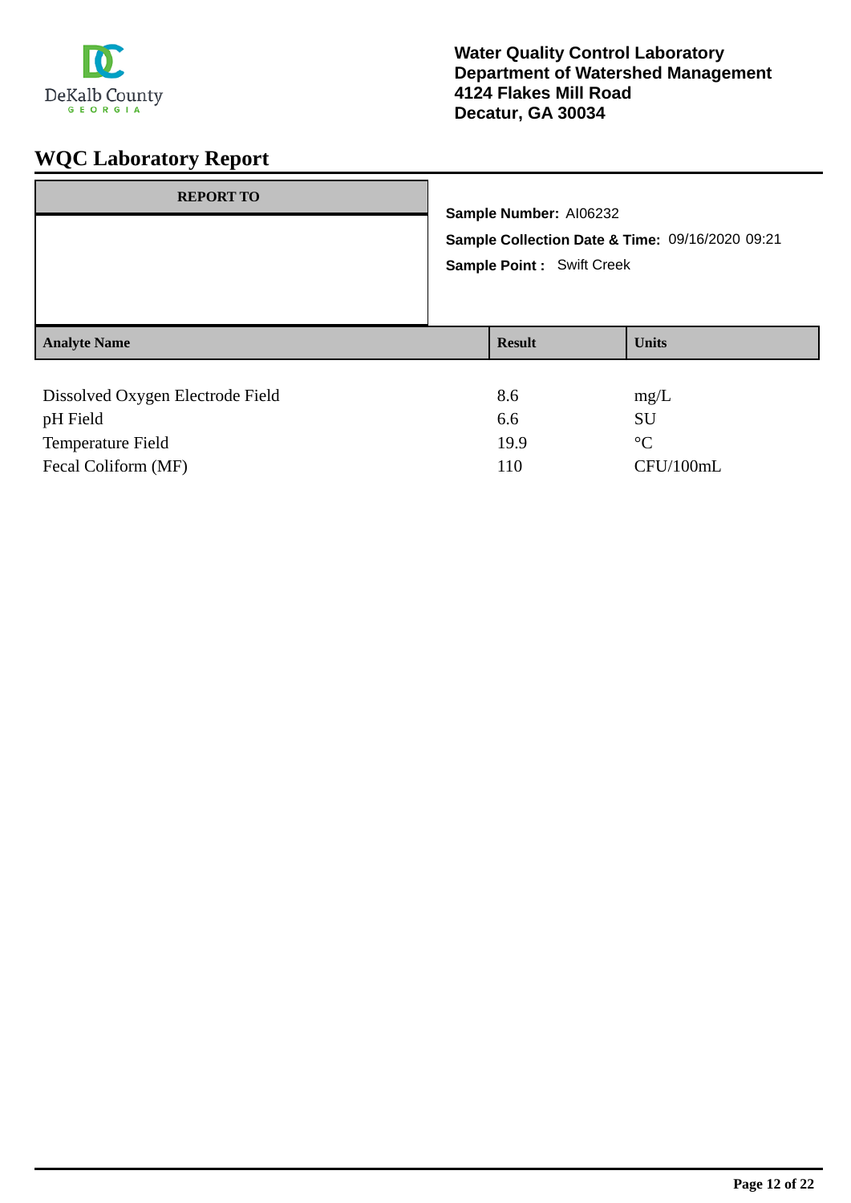DeKalb County
GEORGIA

**Water Quality Control Laboratory**
**Department of Watershed Management**
**4124 Flakes Mill Road**
**Decatur, GA 30034**

# WQC Laboratory Report

| REPORT TO |
| --- |
| |

**Sample Number:** AI06232

**Sample Collection Date & Time:** 09/16/2020 09:21

**Sample Point :** Swift Creek

| Analyte Name | Result | Units |
| --- | --- | --- |
| Dissolved Oxygen Electrode Field | 8.6 | mg/L |
| pH Field | 6.6 | SU |
| Temperature Field | 19.9 | °C |
| Fecal Coliform (MF) | 110 | CFU/100mL |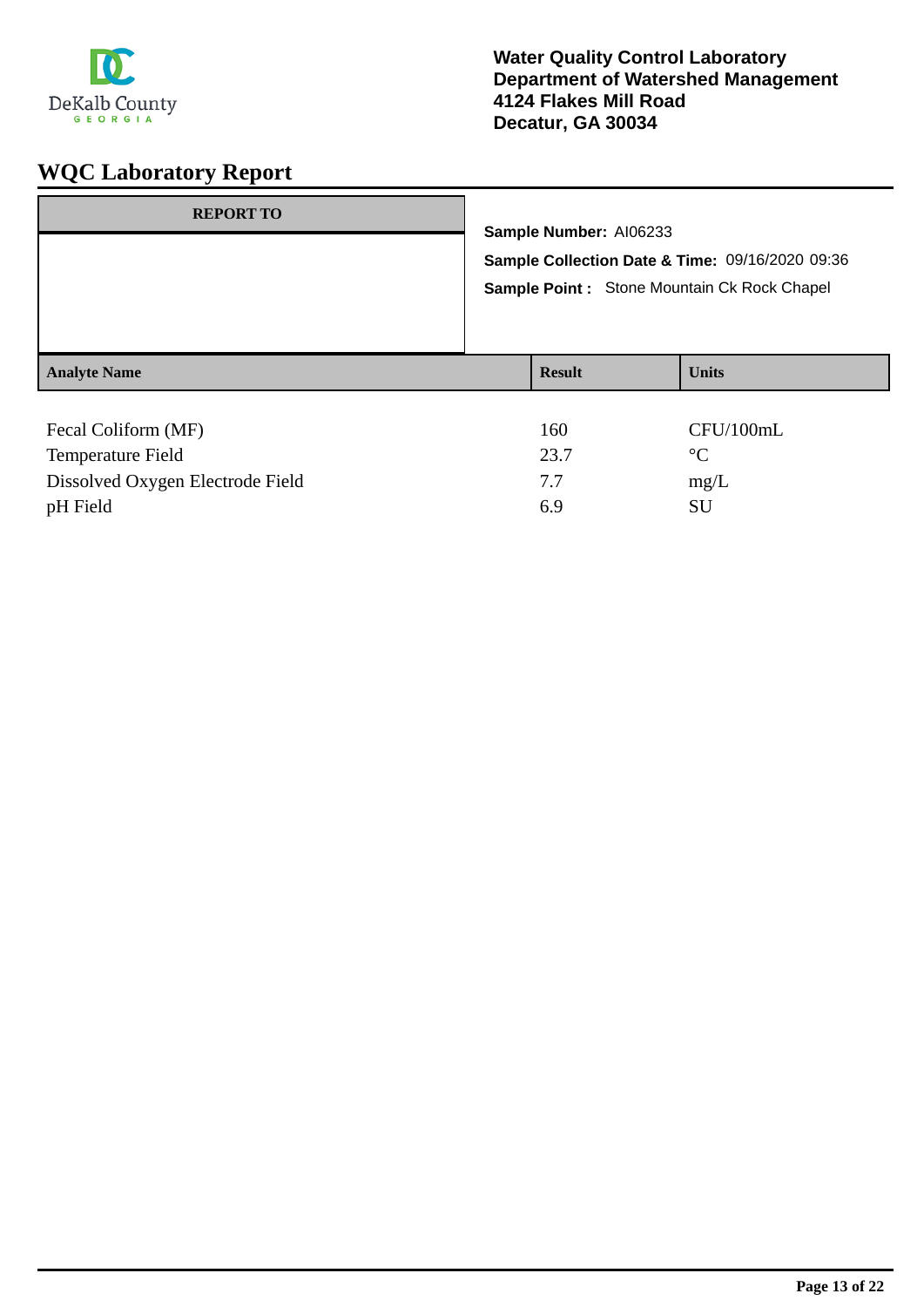**Water Quality Control Laboratory**
**Department of Watershed Management**
**4124 Flakes Mill Road**
**Decatur, GA 30034**

# WQC Laboratory Report

| REPORT TO |
| --- |
| |

**Sample Number:** AI06233

**Sample Collection Date & Time:** 09/16/2020 09:36

**Sample Point :** Stone Mountain Ck Rock Chapel

| Analyte Name | Result | Units |
| --- | --- | --- |
| Fecal Coliform (MF) | 160 | CFU/100mL |
| Temperature Field | 23.7 | °C |
| Dissolved Oxygen Electrode Field | 7.7 | mg/L |
| pH Field | 6.9 | SU |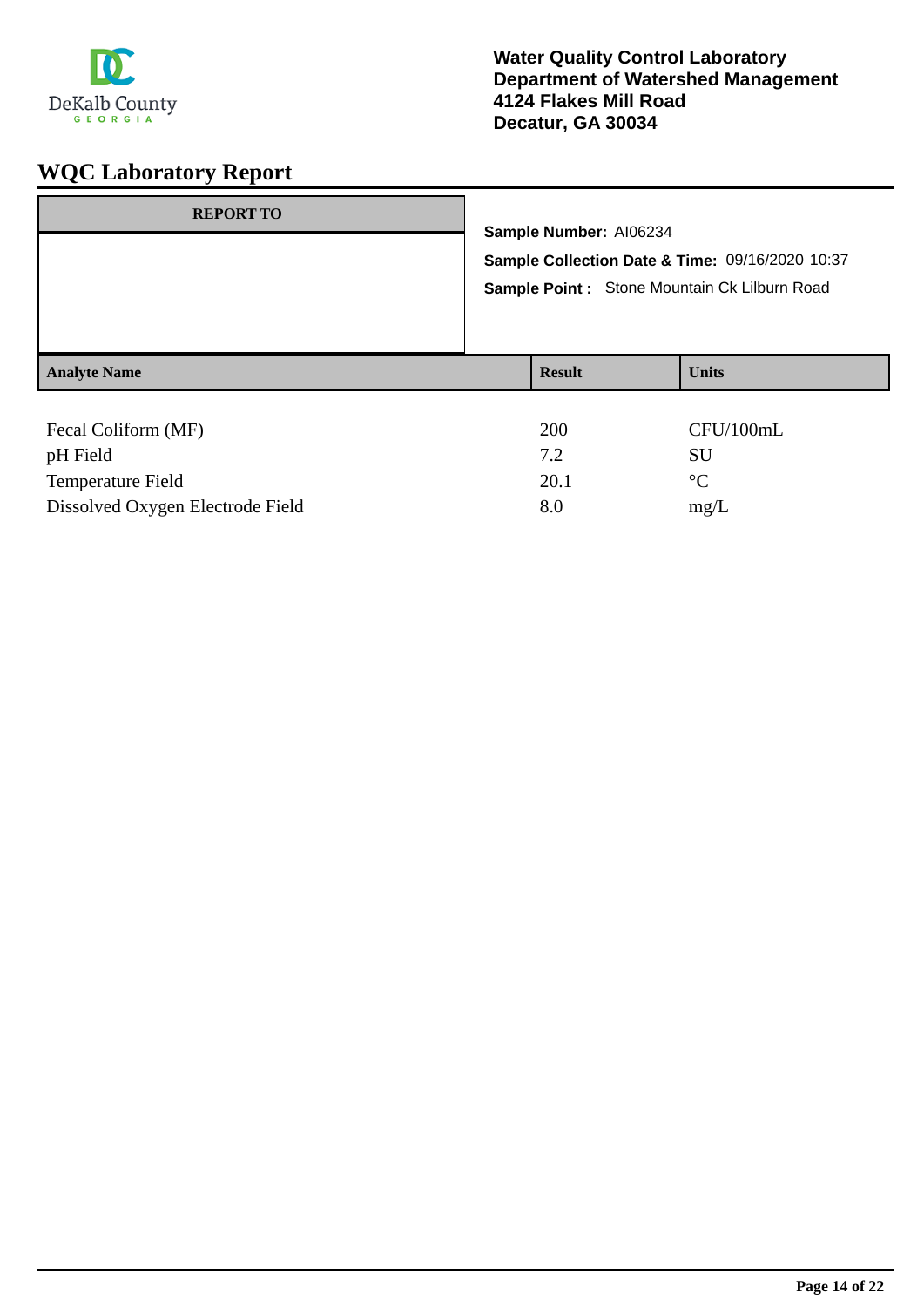**Water Quality Control Laboratory**
**Department of Watershed Management**
**4124 Flakes Mill Road**
**Decatur, GA 30034**

# WQC Laboratory Report

| REPORT TO |
|---|
| |

**Sample Number:** AI06234

**Sample Collection Date & Time:** 09/16/2020 10:37

**Sample Point :** Stone Mountain Ck Lilburn Road

| Analyte Name | Result | Units |
|---|---|---|
| Fecal Coliform (MF) | 200 | CFU/100mL |
| pH Field | 7.2 | SU |
| Temperature Field | 20.1 | °C |
| Dissolved Oxygen Electrode Field | 8.0 | mg/L |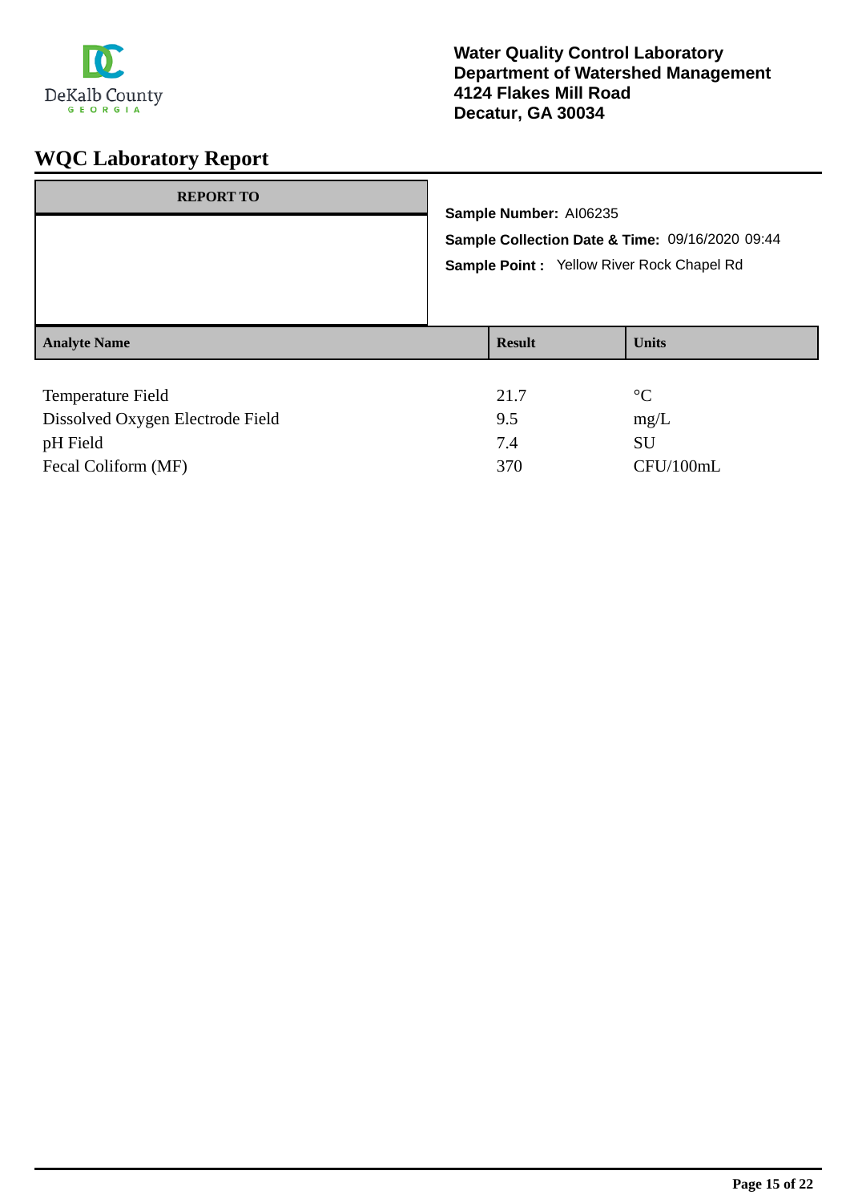**Water Quality Control Laboratory**
**Department of Watershed Management**
**4124 Flakes Mill Road**
**Decatur, GA 30034**

# WQC Laboratory Report

| REPORT TO |
|---|
| |

**Sample Number:** AI06235

**Sample Collection Date & Time:** 09/16/2020 09:44

**Sample Point :** Yellow River Rock Chapel Rd

| Analyte Name | Result | Units |
|---|---|---|
| Temperature Field | 21.7 | °C |
| Dissolved Oxygen Electrode Field | 9.5 | mg/L |
| pH Field | 7.4 | SU |
| Fecal Coliform (MF) | 370 | CFU/100mL |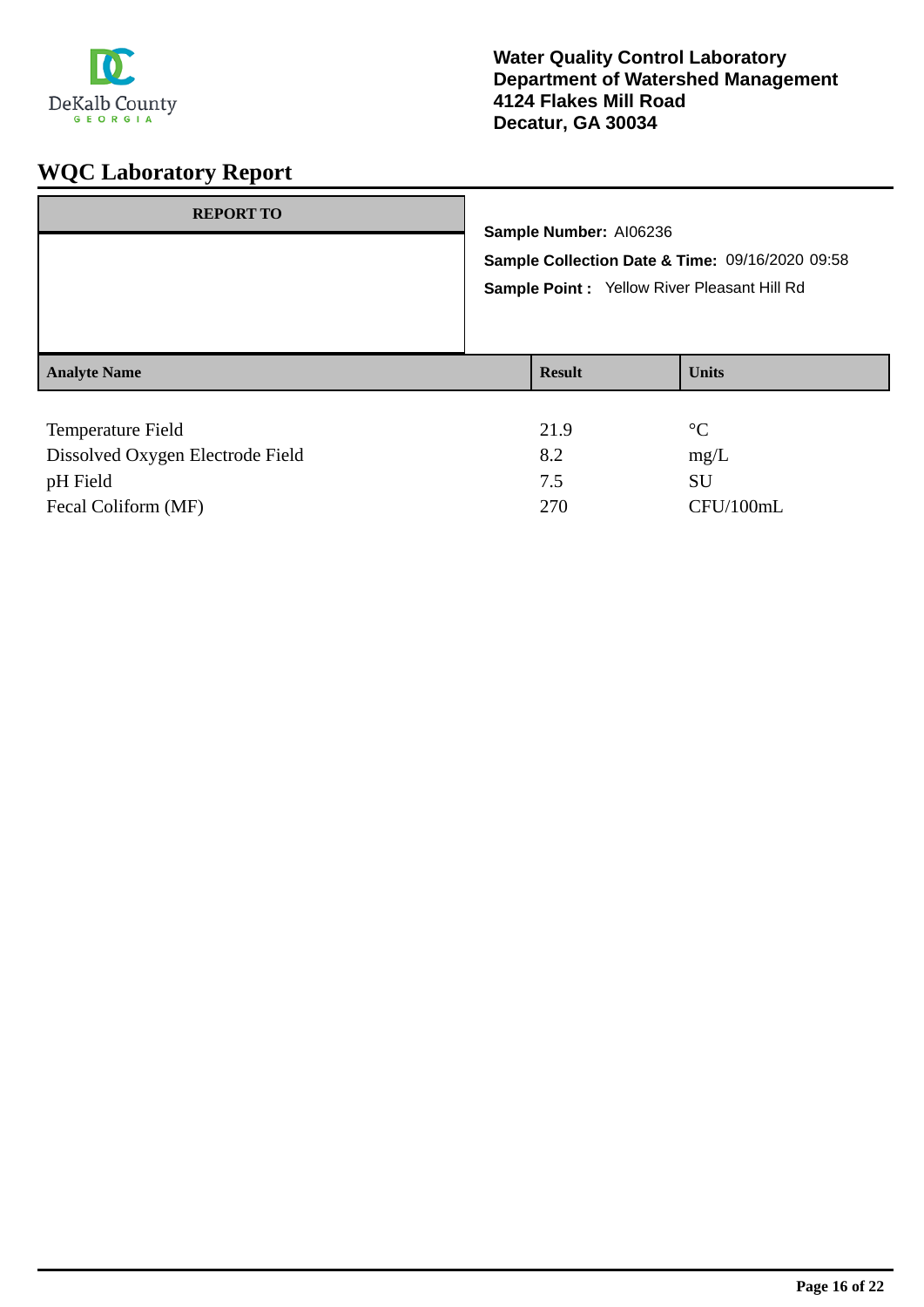DeKalb County
GEORGIA

**Water Quality Control Laboratory**
**Department of Watershed Management**
**4124 Flakes Mill Road**
**Decatur, GA 30034**

# WQC Laboratory Report

| REPORT TO |
|---|
| |

**Sample Number:** AI06236

**Sample Collection Date & Time:** 09/16/2020 09:58

**Sample Point :** Yellow River Pleasant Hill Rd

| Analyte Name | Result | Units |
|---|---|---|
| Temperature Field | 21.9 | °C |
| Dissolved Oxygen Electrode Field | 8.2 | mg/L |
| pH Field | 7.5 | SU |
| Fecal Coliform (MF) | 270 | CFU/100mL |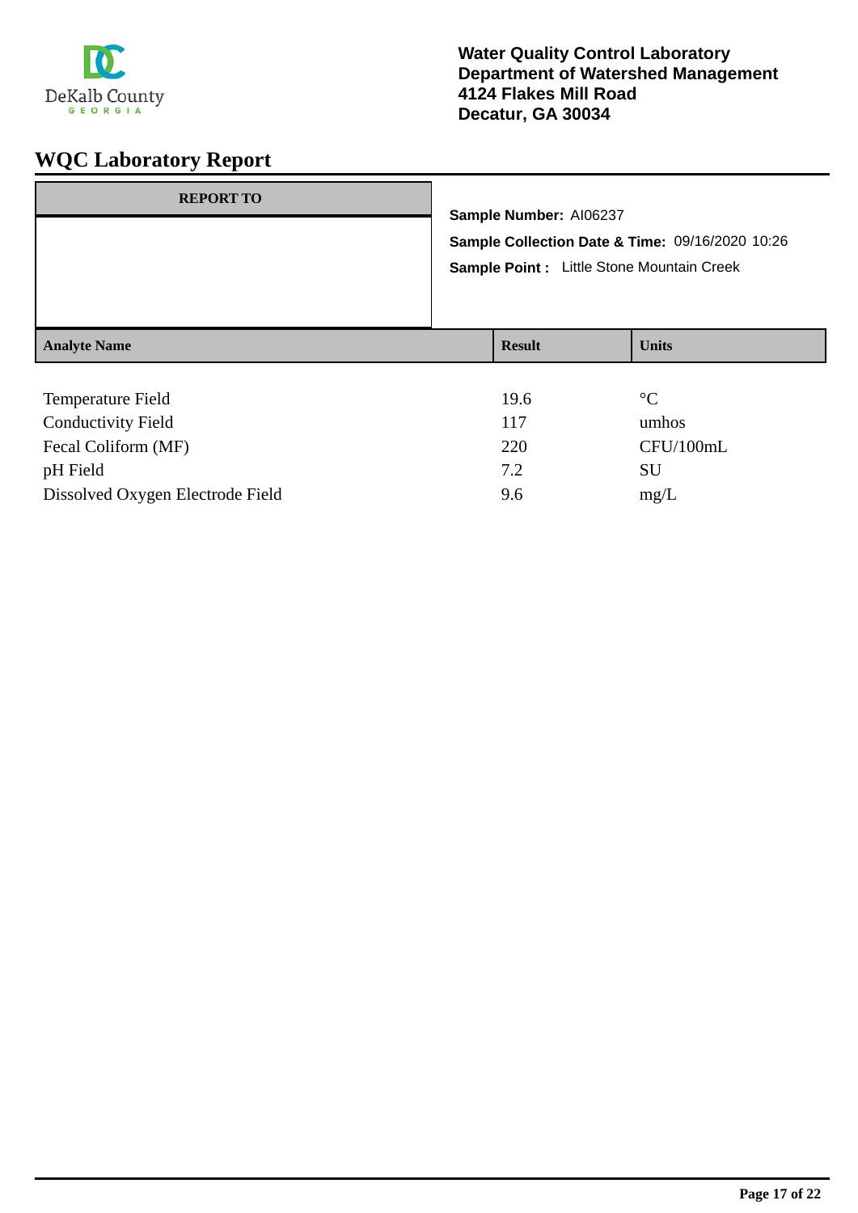Water Quality Control Laboratory
Department of Watershed Management
4124 Flakes Mill Road
Decatur, GA 30034

# WQC Laboratory Report

| REPORT TO |
| --- |
| |

**Sample Number:** AI06237

**Sample Collection Date & Time:** 09/16/2020 10:26

**Sample Point :** Little Stone Mountain Creek

| Analyte Name | Result | Units |
| --- | --- | --- |
| Temperature Field | 19.6 | °C |
| Conductivity Field | 117 | umhos |
| Fecal Coliform (MF) | 220 | CFU/100mL |
| pH Field | 7.2 | SU |
| Dissolved Oxygen Electrode Field | 9.6 | mg/L |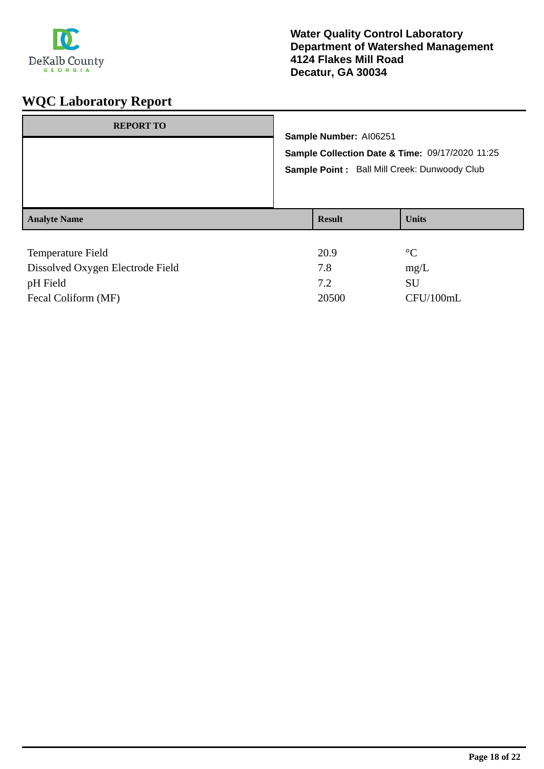DeKalb County
GEORGIA

**Water Quality Control Laboratory**
**Department of Watershed Management**
**4124 Flakes Mill Road**
**Decatur, GA 30034**

# WQC Laboratory Report

| REPORT TO |
| --- |
| |

**Sample Number:** AI06251

**Sample Collection Date & Time:** 09/17/2020 11:25

**Sample Point :** Ball Mill Creek: Dunwoody Club

| Analyte Name | Result | Units |
| --- | --- | --- |
| Temperature Field | 20.9 | °C |
| Dissolved Oxygen Electrode Field | 7.8 | mg/L |
| pH Field | 7.2 | SU |
| Fecal Coliform (MF) | 20500 | CFU/100mL |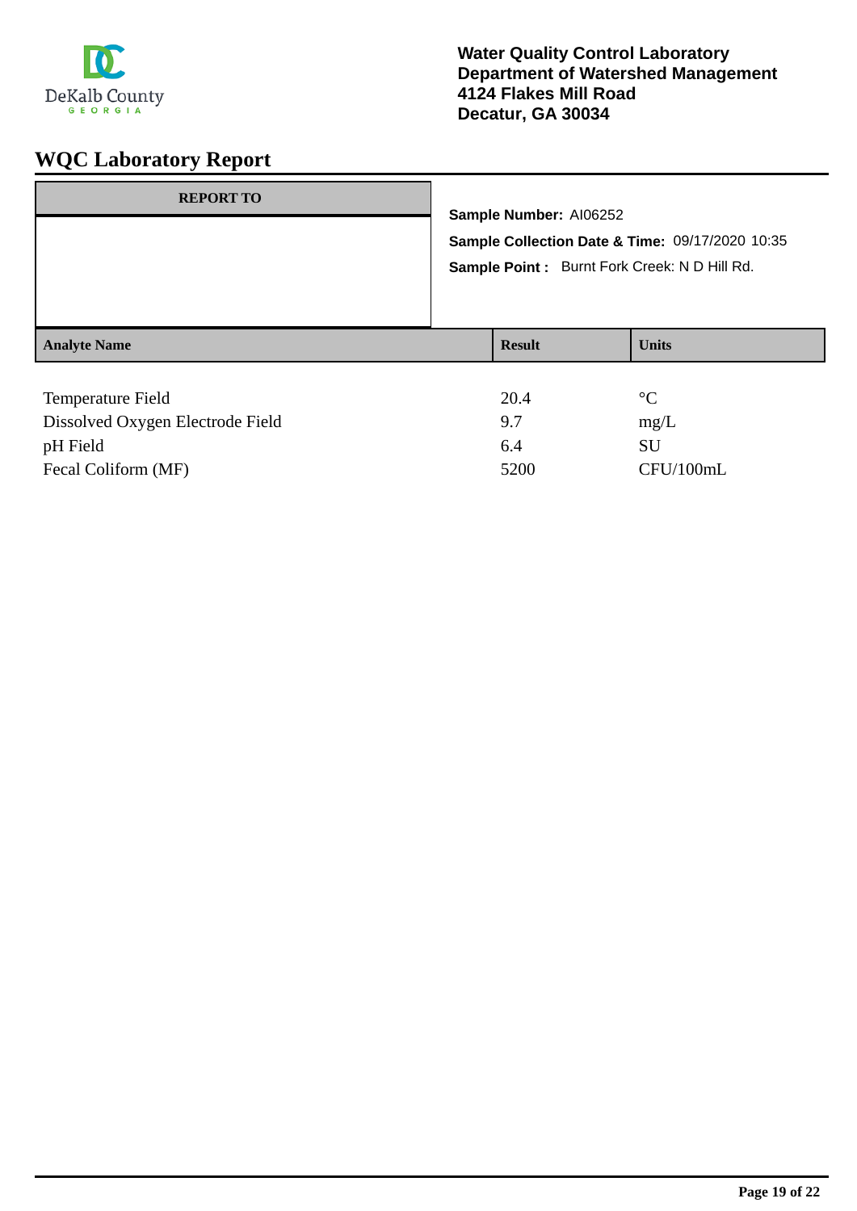**Water Quality Control Laboratory**
**Department of Watershed Management**
**4124 Flakes Mill Road**
**Decatur, GA 30034**

# WQC Laboratory Report

**REPORT TO**

**Sample Number:** AI06252
**Sample Collection Date & Time:** 09/17/2020 10:35
**Sample Point :** Burnt Fork Creek: N D Hill Rd.

| Analyte Name | Result | Units |
|---|---|---|
| Temperature Field | 20.4 | °C |
| Dissolved Oxygen Electrode Field | 9.7 | mg/L |
| pH Field | 6.4 | SU |
| Fecal Coliform (MF) | 5200 | CFU/100mL |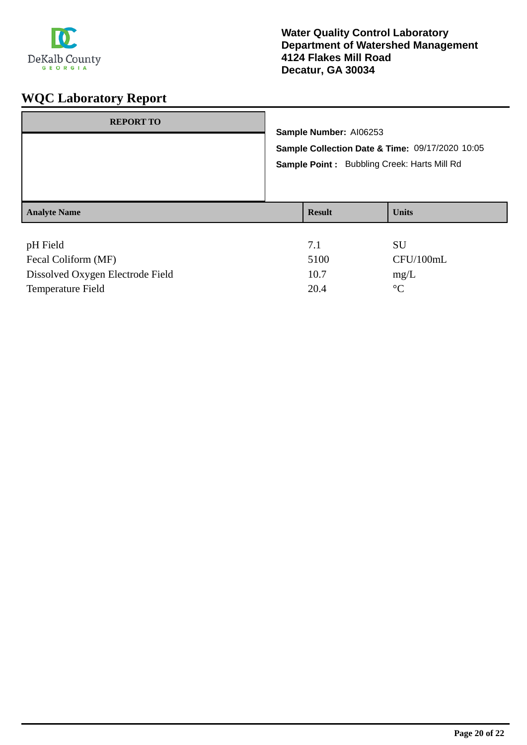**Water Quality Control Laboratory**
**Department of Watershed Management**
**4124 Flakes Mill Road**
**Decatur, GA 30034**

# WQC Laboratory Report

| REPORT TO |
|---|
| |

**Sample Number:** AI06253

**Sample Collection Date & Time:** 09/17/2020 10:05

**Sample Point :** Bubbling Creek: Harts Mill Rd

| Analyte Name | Result | Units |
|---|---|---|
| pH Field | 7.1 | SU |
| Fecal Coliform (MF) | 5100 | CFU/100mL |
| Dissolved Oxygen Electrode Field | 10.7 | mg/L |
| Temperature Field | 20.4 | °C |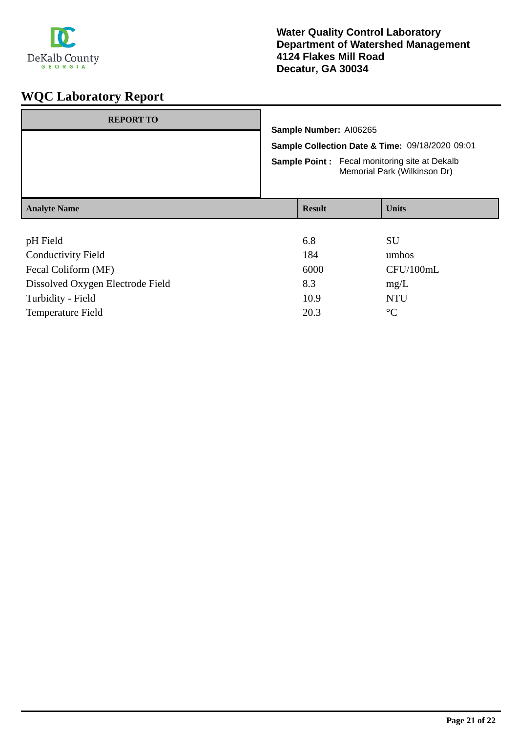**Water Quality Control Laboratory**
**Department of Watershed Management**
**4124 Flakes Mill Road**
**Decatur, GA 30034**

# WQC Laboratory Report

| REPORT TO |
|---|
| |

**Sample Number:** AI06265

**Sample Collection Date & Time:** 09/18/2020 09:01

**Sample Point :** Fecal monitoring site at Dekalb Memorial Park (Wilkinson Dr)

| Analyte Name | Result | Units |
|---|---|---|
| pH Field | 6.8 | SU |
| Conductivity Field | 184 | umhos |
| Fecal Coliform (MF) | 6000 | CFU/100mL |
| Dissolved Oxygen Electrode Field | 8.3 | mg/L |
| Turbidity - Field | 10.9 | NTU |
| Temperature Field | 20.3 | °C |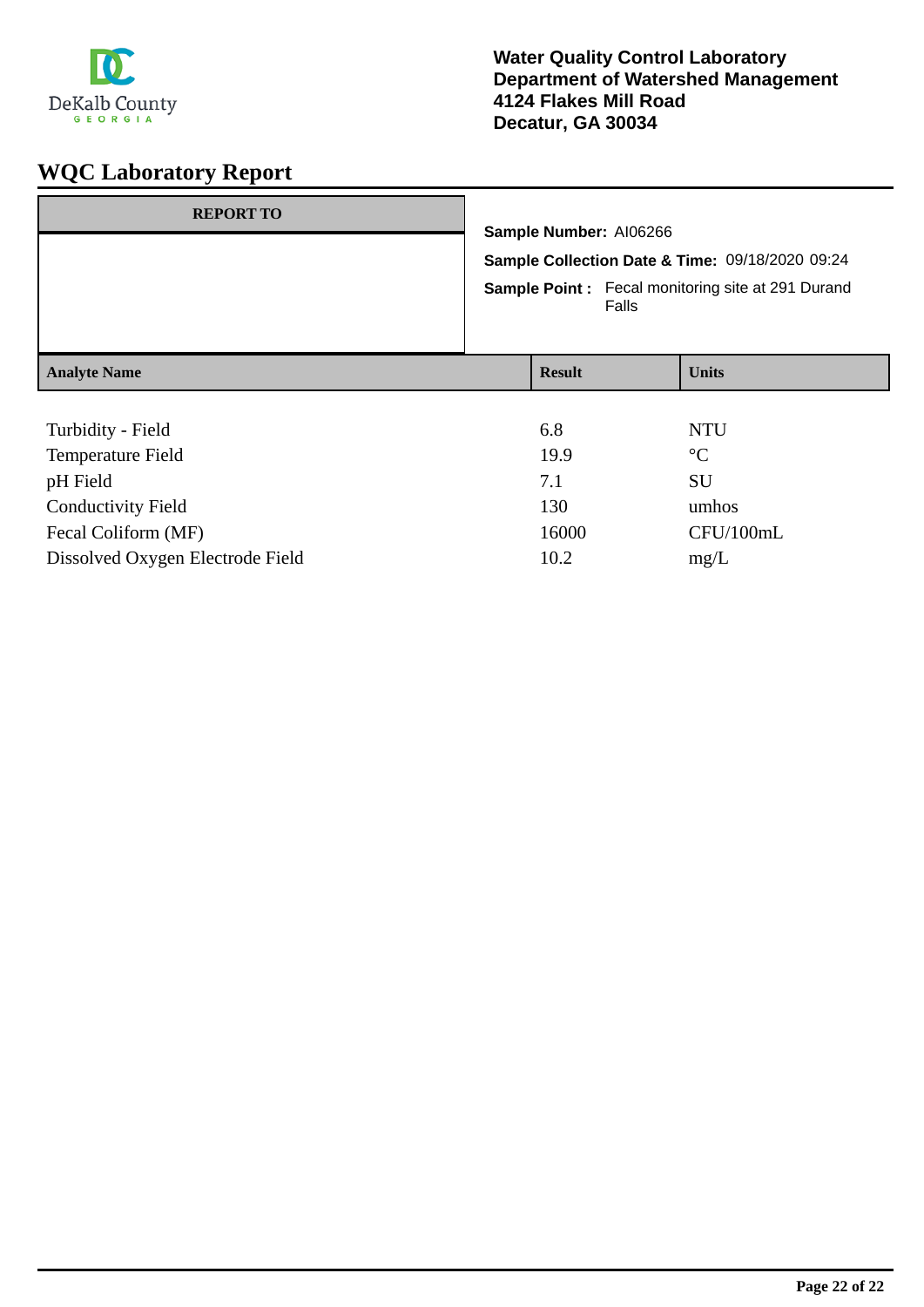DeKalb County
GEORGIA

**Water Quality Control Laboratory**
**Department of Watershed Management**
**4124 Flakes Mill Road**
**Decatur, GA 30034**

# WQC Laboratory Report

| REPORT TO |
|---|
| |

**Sample Number:** AI06266

**Sample Collection Date & Time:** 09/18/2020 09:24

**Sample Point :** Fecal monitoring site at 291 Durand Falls

| Analyte Name | Result | Units |
|---|---|---|
| Turbidity - Field | 6.8 | NTU |
| Temperature Field | 19.9 | °C |
| pH Field | 7.1 | SU |
| Conductivity Field | 130 | umhos |
| Fecal Coliform (MF) | 16000 | CFU/100mL |
| Dissolved Oxygen Electrode Field | 10.2 | mg/L |